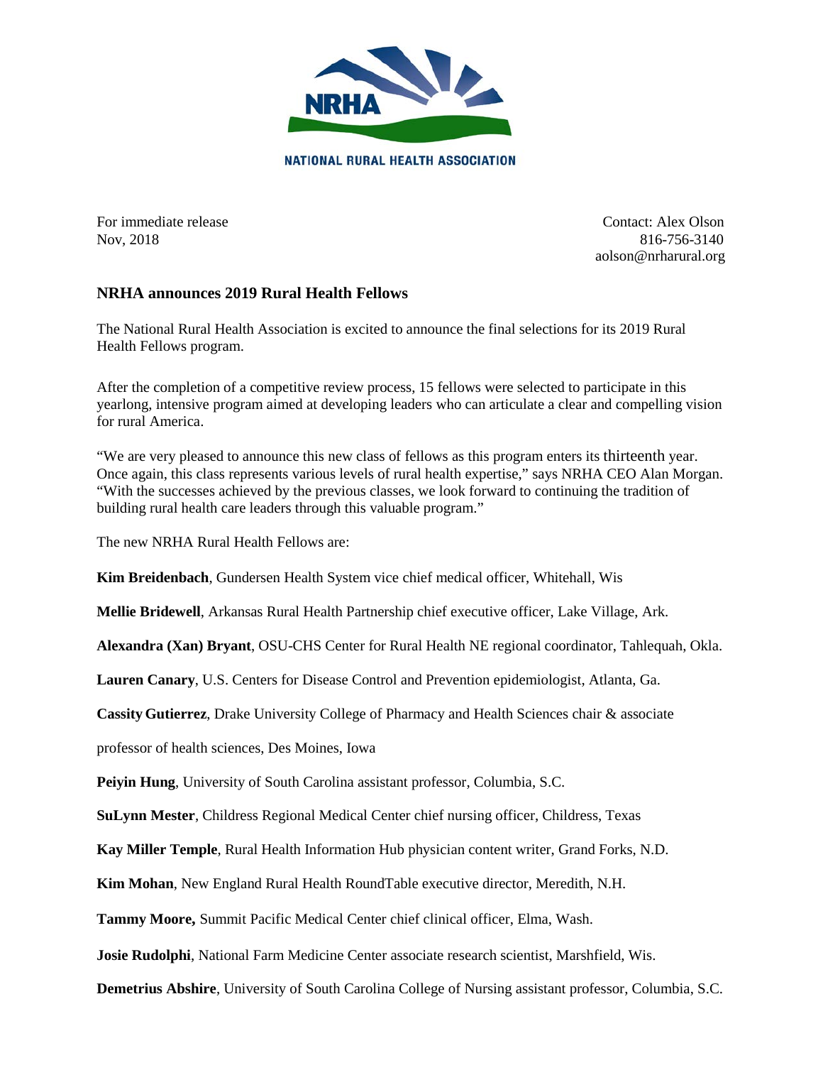NATIONAL RURAL HEALTH ASSOCIATION

For immediate release
Nov, 2018

Contact: Alex Olson
816-756-3140
aolson@nrharural.org

## NRHA announces 2019 Rural Health Fellows

The National Rural Health Association is excited to announce the final selections for its 2019 Rural Health Fellows program.

After the completion of a competitive review process, 15 fellows were selected to participate in this yearlong, intensive program aimed at developing leaders who can articulate a clear and compelling vision for rural America.

"We are very pleased to announce this new class of fellows as this program enters its thirteenth year. Once again, this class represents various levels of rural health expertise," says NRHA CEO Alan Morgan. "With the successes achieved by the previous classes, we look forward to continuing the tradition of building rural health care leaders through this valuable program."

The new NRHA Rural Health Fellows are:

**Kim Breidenbach**, Gundersen Health System vice chief medical officer, Whitehall, Wis

**Mellie Bridewell**, Arkansas Rural Health Partnership chief executive officer, Lake Village, Ark.

**Alexandra (Xan) Bryant**, OSU-CHS Center for Rural Health NE regional coordinator, Tahlequah, Okla.

**Lauren Canary**, U.S. Centers for Disease Control and Prevention epidemiologist, Atlanta, Ga.

**Cassity Gutierrez**, Drake University College of Pharmacy and Health Sciences chair & associate professor of health sciences, Des Moines, Iowa

**Peiyin Hung**, University of South Carolina assistant professor, Columbia, S.C.

**SuLynn Mester**, Childress Regional Medical Center chief nursing officer, Childress, Texas

**Kay Miller Temple**, Rural Health Information Hub physician content writer, Grand Forks, N.D.

**Kim Mohan**, New England Rural Health RoundTable executive director, Meredith, N.H.

**Tammy Moore,** Summit Pacific Medical Center chief clinical officer, Elma, Wash.

**Josie Rudolphi**, National Farm Medicine Center associate research scientist, Marshfield, Wis.

**Demetrius Abshire**, University of South Carolina College of Nursing assistant professor, Columbia, S.C.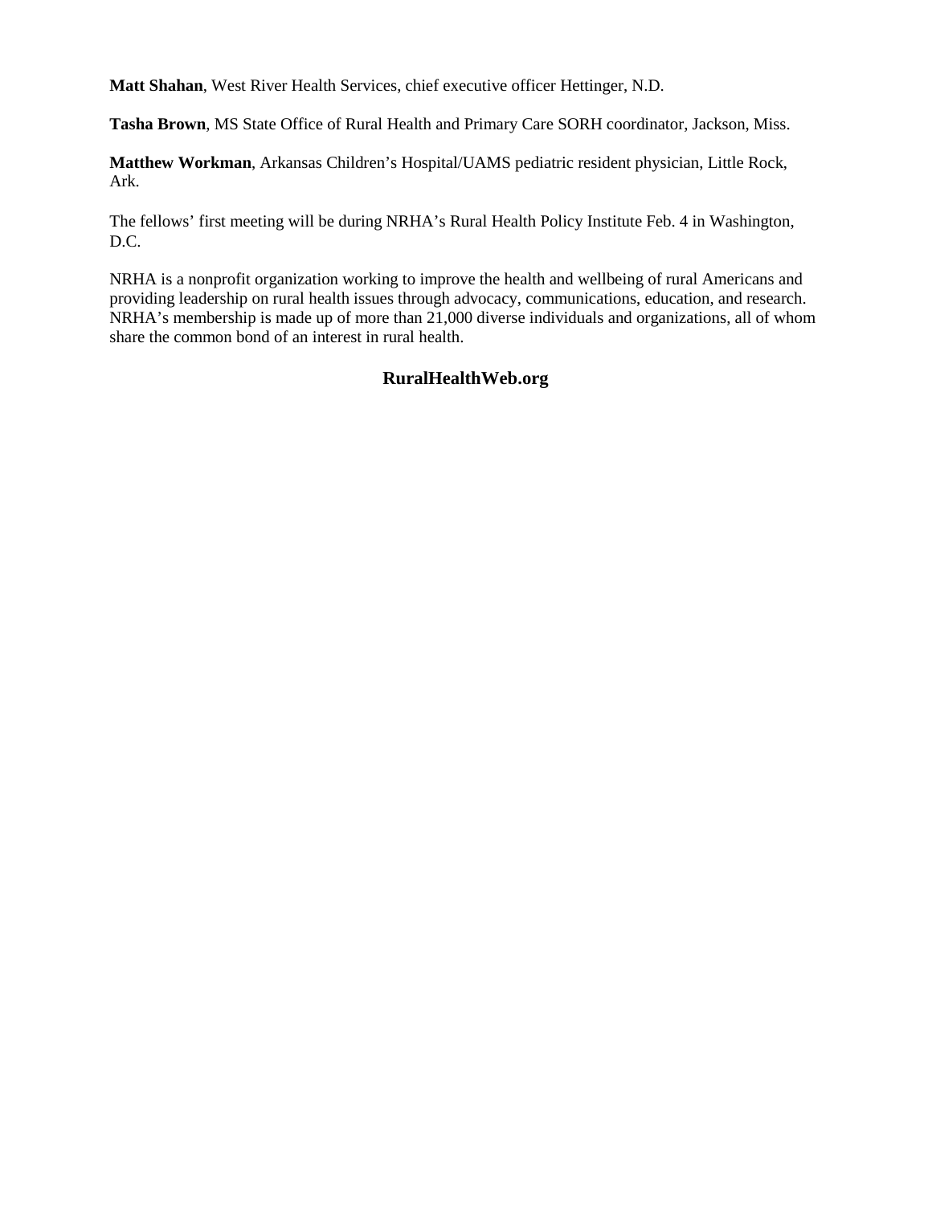**Matt Shahan**, West River Health Services, chief executive officer Hettinger, N.D.

**Tasha Brown**, MS State Office of Rural Health and Primary Care SORH coordinator, Jackson, Miss.

**Matthew Workman**, Arkansas Children's Hospital/UAMS pediatric resident physician, Little Rock, Ark.

The fellows' first meeting will be during NRHA's Rural Health Policy Institute Feb. 4 in Washington, D.C.

NRHA is a nonprofit organization working to improve the health and wellbeing of rural Americans and providing leadership on rural health issues through advocacy, communications, education, and research. NRHA's membership is made up of more than 21,000 diverse individuals and organizations, all of whom share the common bond of an interest in rural health.

**RuralHealthWeb.org**